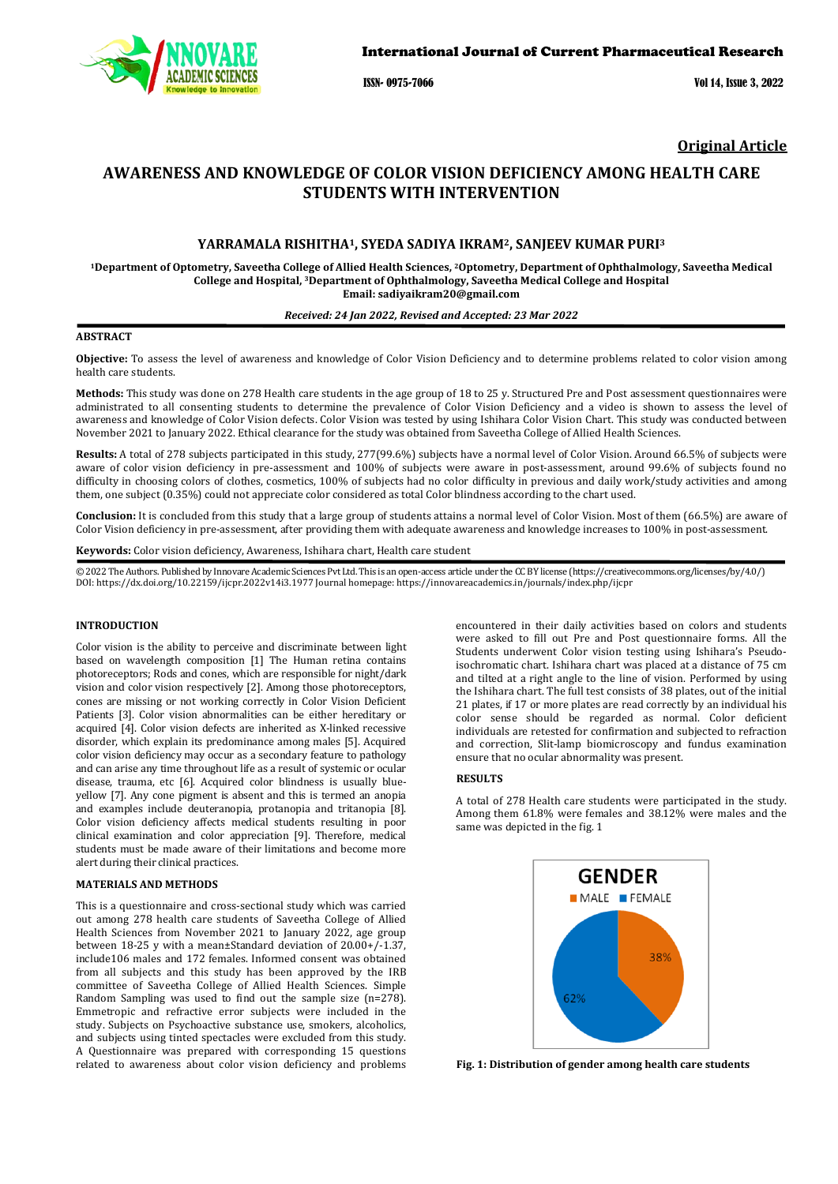Original Article

# AWARENESS AND KNOWLEDGE OF COLOR VISION DEFICIENCY AMONG HEALTH CARE STUDENTS WITH INTERVENTION

## YARRAMALA RISHITHA[1], SYEDA SADIYA IKRAM[2], SANJEEV KUMAR PURI[3]

[1]Department of Optometry, Saveetha College of Allied Health Sciences, [2]Optometry, Department of Ophthalmology, Saveetha Medical College and Hospital, [3]Department of Ophthalmology, Saveetha Medical College and Hospital
Email: sadiyaikram20@gmail.com

*Received: 24 Jan 2022, Revised and Accepted: 23 Mar 2022*

### ABSTRACT

**Objective:** To assess the level of awareness and knowledge of Color Vision Deficiency and to determine problems related to color vision among health care students.

**Methods:** This study was done on 278 Health care students in the age group of 18 to 25 y. Structured Pre and Post assessment questionnaires were administrated to all consenting students to determine the prevalence of Color Vision Deficiency and a video is shown to assess the level of awareness and knowledge of Color Vision defects. Color Vision was tested by using Ishihara Color Vision Chart. This study was conducted between November 2021 to January 2022. Ethical clearance for the study was obtained from Saveetha College of Allied Health Sciences.

**Results:** A total of 278 subjects participated in this study, 277(99.6%) subjects have a normal level of Color Vision. Around 66.5% of subjects were aware of color vision deficiency in pre-assessment and 100% of subjects were aware in post-assessment, around 99.6% of subjects found no difficulty in choosing colors of clothes, cosmetics, 100% of subjects had no color difficulty in previous and daily work/study activities and among them, one subject (0.35%) could not appreciate color considered as total Color blindness according to the chart used.

**Conclusion:** It is concluded from this study that a large group of students attains a normal level of Color Vision. Most of them (66.5%) are aware of Color Vision deficiency in pre-assessment, after providing them with adequate awareness and knowledge increases to 100% in post-assessment.

**Keywords:** Color vision deficiency, Awareness, Ishihara chart, Health care student

© 2022 The Authors. Published by Innovare Academic Sciences Pvt Ltd. This is an open-access article under the CC BY license (https://creativecommons.org/licenses/by/4.0/)
DOI: https://dx.doi.org/10.22159/ijcpr.2022v14i3.1977 Journal homepage: https://innovareacademics.in/journals/index.php/ijcpr

### INTRODUCTION

Color vision is the ability to perceive and discriminate between light based on wavelength composition [1] The Human retina contains photoreceptors; Rods and cones, which are responsible for night/dark vision and color vision respectively [2]. Among those photoreceptors, cones are missing or not working correctly in Color Vision Deficient Patients [3]. Color vision abnormalities can be either hereditary or acquired [4]. Color vision defects are inherited as X-linked recessive disorder, which explain its predominance among males [5]. Acquired color vision deficiency may occur as a secondary feature to pathology and can arise any time throughout life as a result of systemic or ocular disease, trauma, etc [6]. Acquired color blindness is usually blue-yellow [7]. Any cone pigment is absent and this is termed an anopia and examples include deuteranopia, protanopia and tritanopia [8]. Color vision deficiency affects medical students resulting in poor clinical examination and color appreciation [9]. Therefore, medical students must be made aware of their limitations and become more alert during their clinical practices.

### MATERIALS AND METHODS

This is a questionnaire and cross-sectional study which was carried out among 278 health care students of Saveetha College of Allied Health Sciences from November 2021 to January 2022, age group between 18-25 y with a mean±Standard deviation of 20.00+/-1.37, include106 males and 172 females. Informed consent was obtained from all subjects and this study has been approved by the IRB committee of Saveetha College of Allied Health Sciences. Simple Random Sampling was used to find out the sample size (n=278). Emmetropic and refractive error subjects were included in the study. Subjects on Psychoactive substance use, smokers, alcoholics, and subjects using tinted spectacles were excluded from this study. A Questionnaire was prepared with corresponding 15 questions related to awareness about color vision deficiency and problems encountered in their daily activities based on colors and students were asked to fill out Pre and Post questionnaire forms. All the Students underwent Color vision testing using Ishihara's Pseudo-isochromatic chart. Ishihara chart was placed at a distance of 75 cm and tilted at a right angle to the line of vision. Performed by using the Ishihara chart. The full test consists of 38 plates, out of the initial 21 plates, if 17 or more plates are read correctly by an individual his color sense should be regarded as normal. Color deficient individuals are retested for confirmation and subjected to refraction and correction, Slit-lamp biomicroscopy and fundus examination ensure that no ocular abnormality was present.

### RESULTS

A total of 278 Health care students were participated in the study. Among them 61.8% were females and 38.12% were males and the same was depicted in the fig. 1

GENDER

MALE FEMALE

38%

62%

**Fig. 1: Distribution of gender among health care students**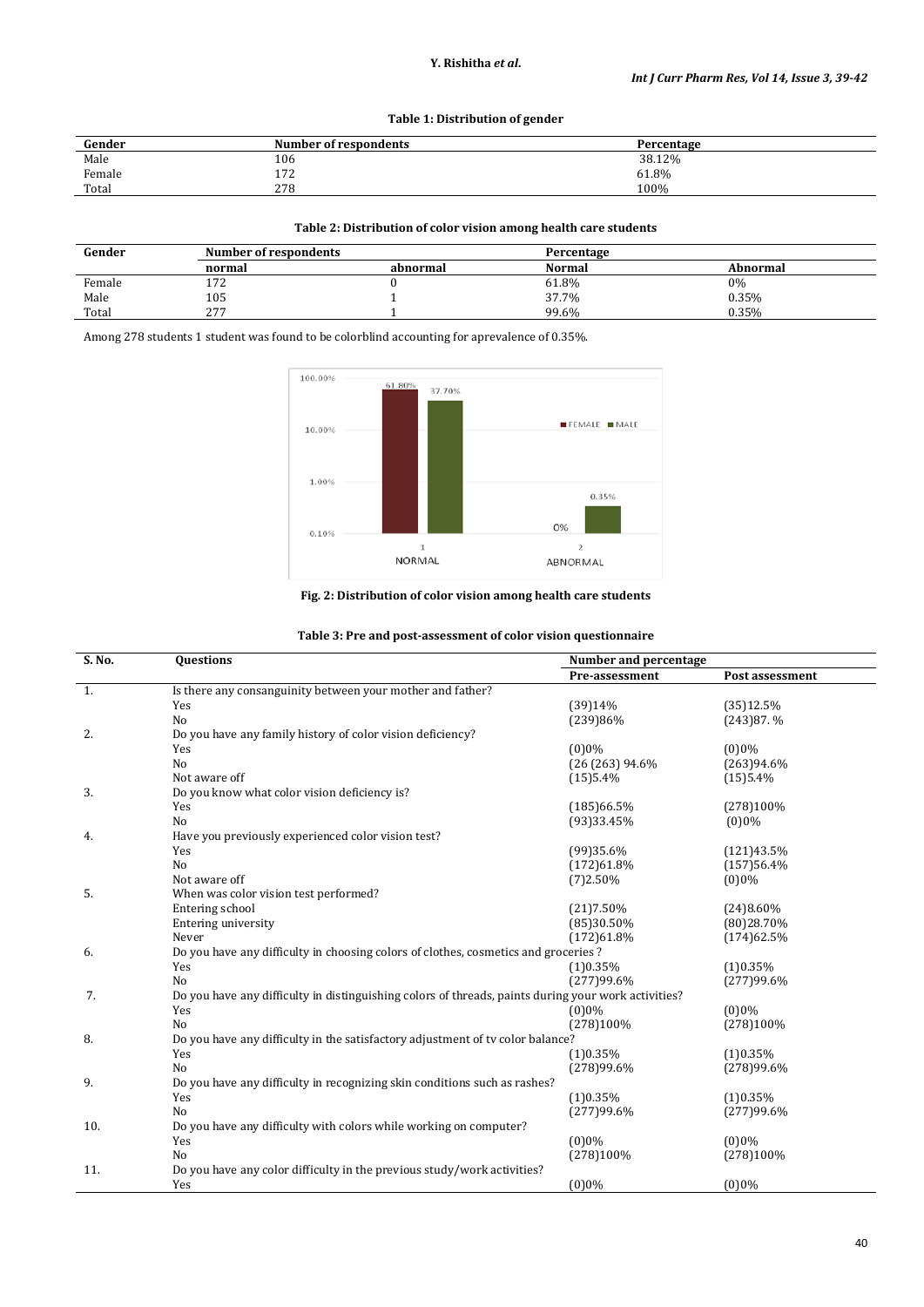**Table 1: Distribution of gender**

| Gender | Number of respondents | Percentage |
|---|---|---|
| Male | 106 | 38.12% |
| Female | 172 | 61.8% |
| Total | 278 | 100% |

**Table 2: Distribution of color vision among health care students**

| Gender | Number of respondents | | Percentage | |
|---|---|---|---|---|
| | normal | abnormal | Normal | Abnormal |
| Female | 172 | 0 | 61.8% | 0% |
| Male | 105 | 1 | 37.7% | 0.35% |
| Total | 277 | 1 | 99.6% | 0.35% |

Among 278 students 1 student was found to be colorblind accounting for aprevalence of 0.35%.

**Fig. 2: Distribution of color vision among health care students**

**Table 3: Pre and post-assessment of color vision questionnaire**

| S. No. | Questions | Number and percentage | |
|---|---|---|---|
| | | Pre-assessment | Post assessment |
| 1. | Is there any consanguinity between your mother and father? | | |
| | Yes | (39)14% | (35)12.5% |
| | No | (239)86% | (243)87. % |
| 2. | Do you have any family history of color vision deficiency? | | |
| | Yes | (0)0% | (0)0% |
| | No | (26 (263) 94.6% | (263)94.6% |
| | Not aware off | (15)5.4% | (15)5.4% |
| 3. | Do you know what color vision deficiency is? | | |
| | Yes | (185)66.5% | (278)100% |
| | No | (93)33.45% | (0)0% |
| 4. | Have you previously experienced color vision test? | | |
| | Yes | (99)35.6% | (121)43.5% |
| | No | (172)61.8% | (157)56.4% |
| | Not aware off | (7)2.50% | (0)0% |
| 5. | When was color vision test performed? | | |
| | Entering school | (21)7.50% | (24)8.60% |
| | Entering university | (85)30.50% | (80)28.70% |
| | Never | (172)61.8% | (174)62.5% |
| 6. | Do you have any difficulty in choosing colors of clothes, cosmetics and groceries ? | | |
| | Yes | (1)0.35% | (1)0.35% |
| | No | (277)99.6% | (277)99.6% |
| 7. | Do you have any difficulty in distinguishing colors of threads, paints during your work activities? | | |
| | Yes | (0)0% | (0)0% |
| | No | (278)100% | (278)100% |
| 8. | Do you have any difficulty in the satisfactory adjustment of tv color balance? | | |
| | Yes | (1)0.35% | (1)0.35% |
| | No | (278)99.6% | (278)99.6% |
| 9. | Do you have any difficulty in recognizing skin conditions such as rashes? | | |
| | Yes | (1)0.35% | (1)0.35% |
| | No | (277)99.6% | (277)99.6% |
| 10. | Do you have any difficulty with colors while working on computer? | | |
| | Yes | (0)0% | (0)0% |
| | No | (278)100% | (278)100% |
| 11. | Do you have any color difficulty in the previous study/work activities? | | |
| | Yes | (0)0% | (0)0% |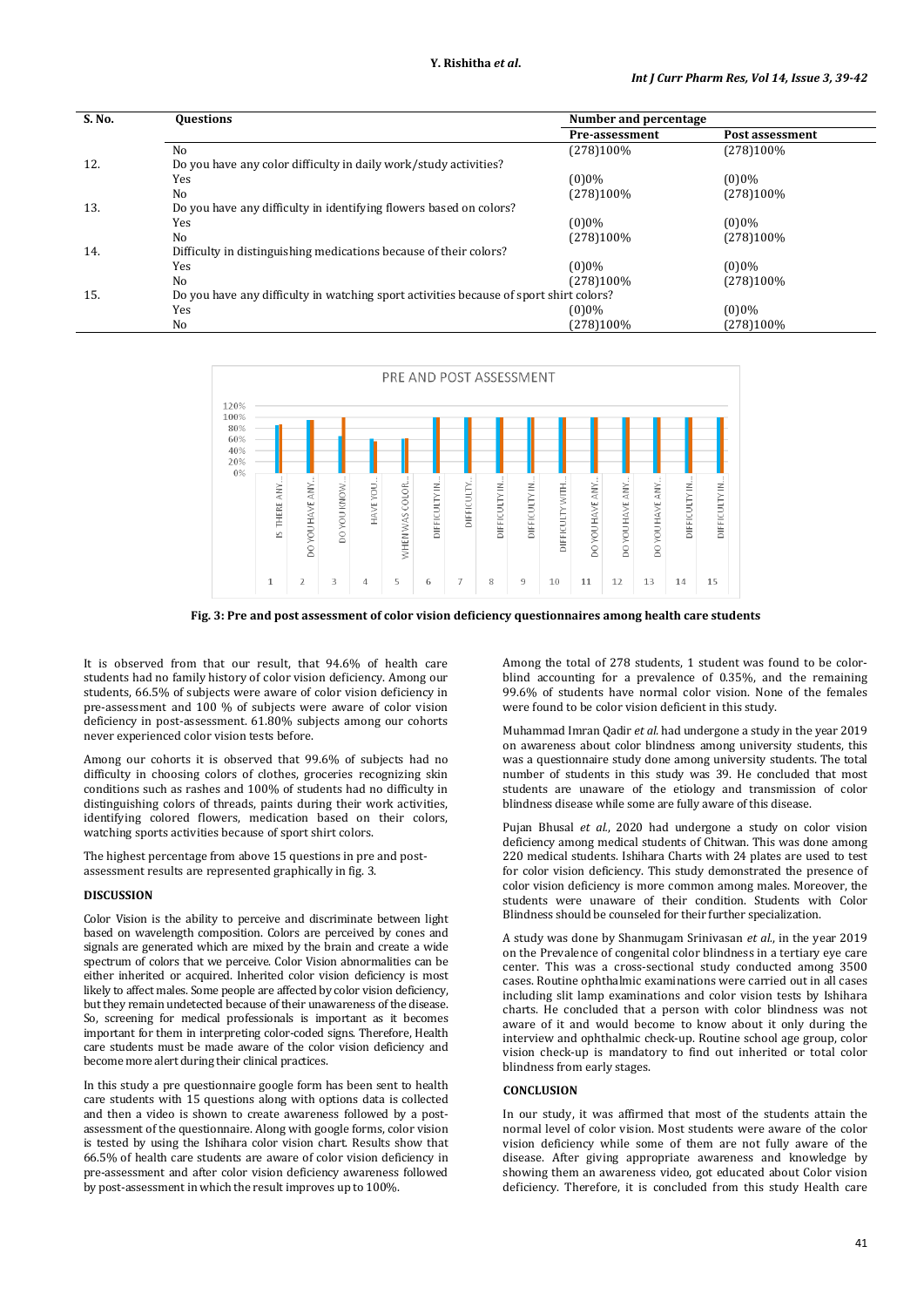| S. No. | Questions | Number and percentage | |
|---|---|---|---|
| | | Pre-assessment | Post assessment |
| | No | (278)100% | (278)100% |
| 12. | Do you have any color difficulty in daily work/study activities? | | |
| | Yes | (0)0% | (0)0% |
| | No | (278)100% | (278)100% |
| 13. | Do you have any difficulty in identifying flowers based on colors? | | |
| | Yes | (0)0% | (0)0% |
| | No | (278)100% | (278)100% |
| 14. | Difficulty in distinguishing medications because of their colors? | | |
| | Yes | (0)0% | (0)0% |
| | No | (278)100% | (278)100% |
| 15. | Do you have any difficulty in watching sport activities because of sport shirt colors? | | |
| | Yes | (0)0% | (0)0% |
| | No | (278)100% | (278)100% |

**Fig. 3: Pre and post assessment of color vision deficiency questionnaires among health care students**

It is observed from that our result, that 94.6% of health care students had no family history of color vision deficiency. Among our students, 66.5% of subjects were aware of color vision deficiency in pre-assessment and 100 % of subjects were aware of color vision deficiency in post-assessment. 61.80% subjects among our cohorts never experienced color vision tests before.

Among our cohorts it is observed that 99.6% of subjects had no difficulty in choosing colors of clothes, groceries recognizing skin conditions such as rashes and 100% of students had no difficulty in distinguishing colors of threads, paints during their work activities, identifying colored flowers, medication based on their colors, watching sports activities because of sport shirt colors.

The highest percentage from above 15 questions in pre and post-assessment results are represented graphically in fig. 3.

## DISCUSSION

Color Vision is the ability to perceive and discriminate between light based on wavelength composition. Colors are perceived by cones and signals are generated which are mixed by the brain and create a wide spectrum of colors that we perceive. Color Vision abnormalities can be either inherited or acquired. Inherited color vision deficiency is most likely to affect males. Some people are affected by color vision deficiency, but they remain undetected because of their unawareness of the disease. So, screening for medical professionals is important as it becomes important for them in interpreting color-coded signs. Therefore, Health care students must be made aware of the color vision deficiency and become more alert during their clinical practices.

In this study a pre questionnaire google form has been sent to health care students with 15 questions along with options data is collected and then a video is shown to create awareness followed by a post-assessment of the questionnaire. Along with google forms, color vision is tested by using the Ishihara color vision chart. Results show that 66.5% of health care students are aware of color vision deficiency in pre-assessment and after color vision deficiency awareness followed by post-assessment in which the result improves up to 100%.

Among the total of 278 students, 1 student was found to be color-blind accounting for a prevalence of 0.35%, and the remaining 99.6% of students have normal color vision. None of the females were found to be color vision deficient in this study.

Muhammad Imran Qadir *et al.* had undergone a study in the year 2019 on awareness about color blindness among university students, this was a questionnaire study done among university students. The total number of students in this study was 39. He concluded that most students are unaware of the etiology and transmission of color blindness disease while some are fully aware of this disease.

Pujan Bhusal *et al.*, 2020 had undergone a study on color vision deficiency among medical students of Chitwan. This was done among 220 medical students. Ishihara Charts with 24 plates are used to test for color vision deficiency. This study demonstrated the presence of color vision deficiency is more common among males. Moreover, the students were unaware of their condition. Students with Color Blindness should be counseled for their further specialization.

A study was done by Shanmugam Srinivasan *et al.*, in the year 2019 on the Prevalence of congenital color blindness in a tertiary eye care center. This was a cross-sectional study conducted among 3500 cases. Routine ophthalmic examinations were carried out in all cases including slit lamp examinations and color vision tests by Ishihara charts. He concluded that a person with color blindness was not aware of it and would become to know about it only during the interview and ophthalmic check-up. Routine school age group, color vision check-up is mandatory to find out inherited or total color blindness from early stages.

## CONCLUSION

In our study, it was affirmed that most of the students attain the normal level of color vision. Most students were aware of the color vision deficiency while some of them are not fully aware of the disease. After giving appropriate awareness and knowledge by showing them an awareness video, got educated about Color vision deficiency. Therefore, it is concluded from this study Health care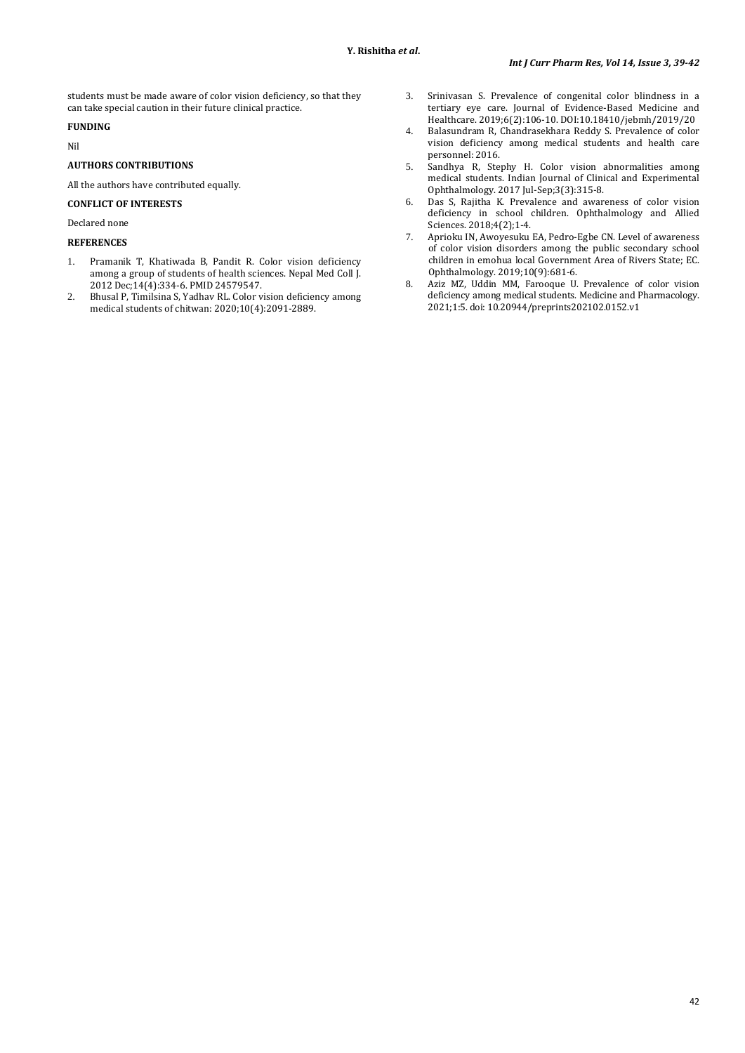students must be made aware of color vision deficiency, so that they can take special caution in their future clinical practice.

## FUNDING

Nil

## AUTHORS CONTRIBUTIONS

All the authors have contributed equally.

## CONFLICT OF INTERESTS

Declared none

## REFERENCES

1. Pramanik T, Khatiwada B, Pandit R. Color vision deficiency among a group of students of health sciences. Nepal Med Coll J. 2012 Dec;14(4):334-6. PMID 24579547.
2. Bhusal P, Timilsina S, Yadhav RL. Color vision deficiency among medical students of chitwan: 2020;10(4):2091-2889.
3. Srinivasan S. Prevalence of congenital color blindness in a tertiary eye care. Journal of Evidence-Based Medicine and Healthcare. 2019;6(2):106-10. DOI:10.18410/jebmh/2019/20
4. Balasundram R, Chandrasekhara Reddy S. Prevalence of color vision deficiency among medical students and health care personnel: 2016.
5. Sandhya R, Stephy H. Color vision abnormalities among medical students. Indian Journal of Clinical and Experimental Ophthalmology. 2017 Jul-Sep;3(3):315-8.
6. Das S, Rajitha K. Prevalence and awareness of color vision deficiency in school children. Ophthalmology and Allied Sciences. 2018;4(2);1-4.
7. Aprioku IN, Awoyesuku EA, Pedro-Egbe CN. Level of awareness of color vision disorders among the public secondary school children in emohua local Government Area of Rivers State; EC. Ophthalmology. 2019;10(9):681-6.
8. Aziz MZ, Uddin MM, Farooque U. Prevalence of color vision deficiency among medical students. Medicine and Pharmacology. 2021;1:5. doi: 10.20944/preprints202102.0152.v1